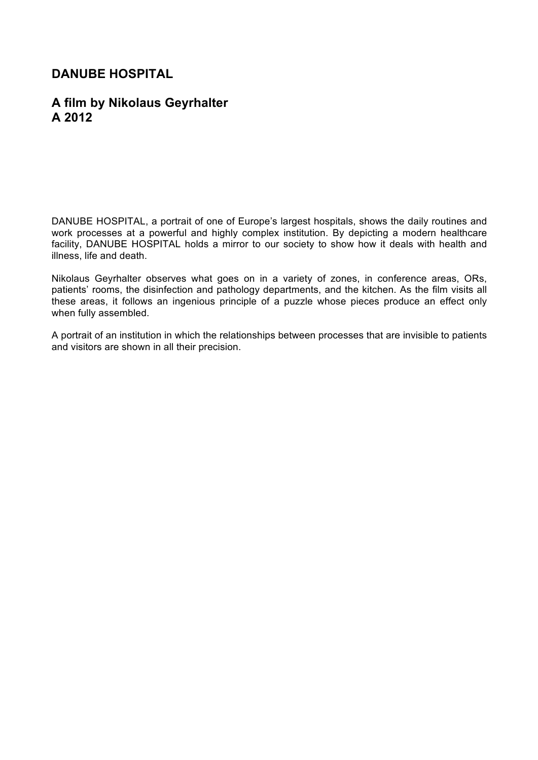# DANUBE HOSPITAL

## A film by Nikolaus Geyrhalter
## A 2012

DANUBE HOSPITAL, a portrait of one of Europe's largest hospitals, shows the daily routines and work processes at a powerful and highly complex institution. By depicting a modern healthcare facility, DANUBE HOSPITAL holds a mirror to our society to show how it deals with health and illness, life and death.

Nikolaus Geyrhalter observes what goes on in a variety of zones, in conference areas, ORs, patients' rooms, the disinfection and pathology departments, and the kitchen. As the film visits all these areas, it follows an ingenious principle of a puzzle whose pieces produce an effect only when fully assembled.

A portrait of an institution in which the relationships between processes that are invisible to patients and visitors are shown in all their precision.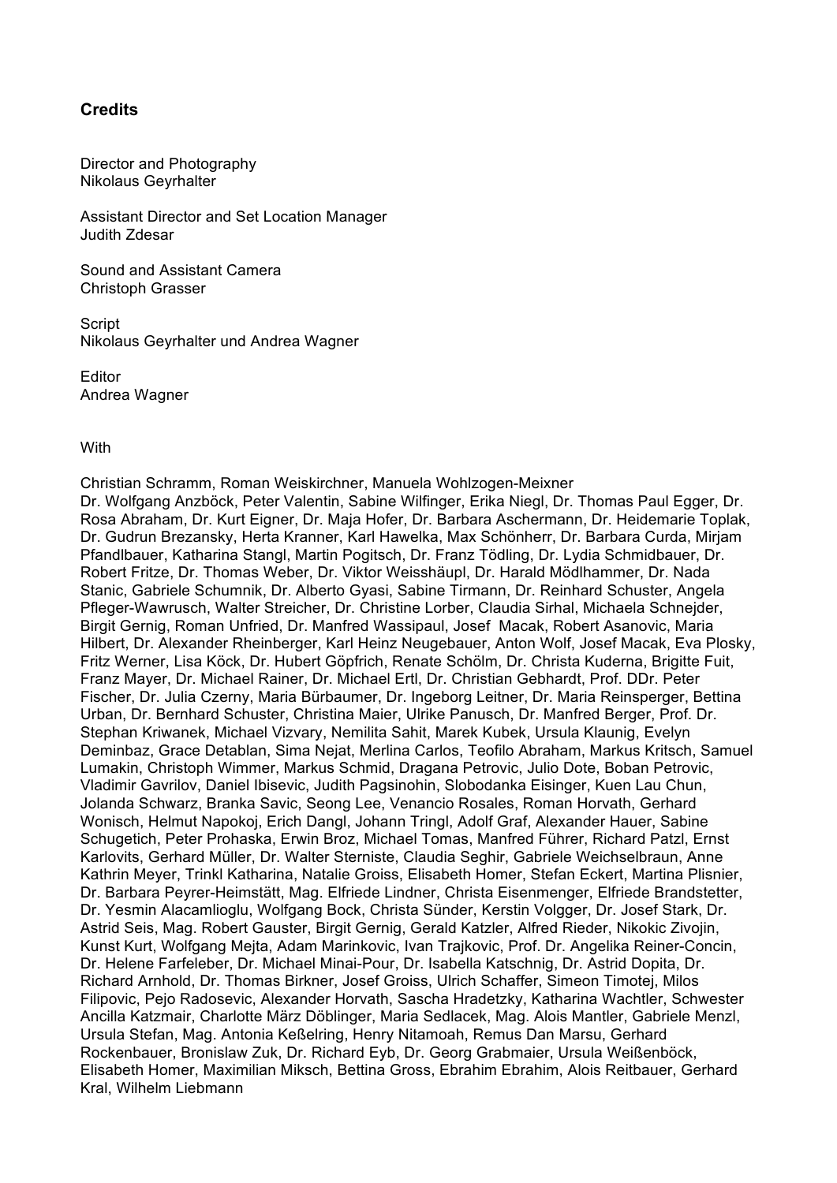## Credits

Director and Photography
Nikolaus Geyrhalter

Assistant Director and Set Location Manager
Judith Zdesar

Sound and Assistant Camera
Christoph Grasser

Script
Nikolaus Geyrhalter und Andrea Wagner

Editor
Andrea Wagner

With

Christian Schramm, Roman Weiskirchner, Manuela Wohlzogen-Meixner
Dr. Wolfgang Anzböck, Peter Valentin, Sabine Wilfinger, Erika Niegl, Dr. Thomas Paul Egger, Dr. Rosa Abraham, Dr. Kurt Eigner, Dr. Maja Hofer, Dr. Barbara Aschermann, Dr. Heidemarie Toplak, Dr. Gudrun Brezansky, Herta Kranner, Karl Hawelka, Max Schönherr, Dr. Barbara Curda, Mirjam Pfandlbauer, Katharina Stangl, Martin Pogitsch, Dr. Franz Tödling, Dr. Lydia Schmidbauer, Dr. Robert Fritze, Dr. Thomas Weber, Dr. Viktor Weisshäupl, Dr. Harald Mödlhammer, Dr. Nada Stanic, Gabriele Schumnik, Dr. Alberto Gyasi, Sabine Tirmann, Dr. Reinhard Schuster, Angela Pfleger-Wawrusch, Walter Streicher, Dr. Christine Lorber, Claudia Sirhal, Michaela Schnejder, Birgit Gernig, Roman Unfried, Dr. Manfred Wassipaul, Josef Macak, Robert Asanovic, Maria Hilbert, Dr. Alexander Rheinberger, Karl Heinz Neugebauer, Anton Wolf, Josef Macak, Eva Plosky, Fritz Werner, Lisa Köck, Dr. Hubert Göpfrich, Renate Schölm, Dr. Christa Kuderna, Brigitte Fuit, Franz Mayer, Dr. Michael Rainer, Dr. Michael Ertl, Dr. Christian Gebhardt, Prof. DDr. Peter Fischer, Dr. Julia Czerny, Maria Bürbaumer, Dr. Ingeborg Leitner, Dr. Maria Reinsperger, Bettina Urban, Dr. Bernhard Schuster, Christina Maier, Ulrike Panusch, Dr. Manfred Berger, Prof. Dr. Stephan Kriwanek, Michael Vizvary, Nemilita Sahit, Marek Kubek, Ursula Klaunig, Evelyn Deminbaz, Grace Detablan, Sima Nejat, Merlina Carlos, Teofilo Abraham, Markus Kritsch, Samuel Lumakin, Christoph Wimmer, Markus Schmid, Dragana Petrovic, Julio Dote, Boban Petrovic, Vladimir Gavrilov, Daniel Ibisevic, Judith Pagsinohin, Slobodanka Eisinger, Kuen Lau Chun, Jolanda Schwarz, Branka Savic, Seong Lee, Venancio Rosales, Roman Horvath, Gerhard Wonisch, Helmut Napokoj, Erich Dangl, Johann Tringl, Adolf Graf, Alexander Hauer, Sabine Schugetich, Peter Prohaska, Erwin Broz, Michael Tomas, Manfred Führer, Richard Patzl, Ernst Karlovits, Gerhard Müller, Dr. Walter Sterniste, Claudia Seghir, Gabriele Weichselbraun, Anne Kathrin Meyer, Trinkl Katharina, Natalie Groiss, Elisabeth Homer, Stefan Eckert, Martina Plisnier, Dr. Barbara Peyrer-Heimstätt, Mag. Elfriede Lindner, Christa Eisenmenger, Elfriede Brandstetter, Dr. Yesmin Alacamlioglu, Wolfgang Bock, Christa Sünder, Kerstin Volgger, Dr. Josef Stark, Dr. Astrid Seis, Mag. Robert Gauster, Birgit Gernig, Gerald Katzler, Alfred Rieder, Nikokic Zivojin, Kunst Kurt, Wolfgang Mejta, Adam Marinkovic, Ivan Trajkovic, Prof. Dr. Angelika Reiner-Concin, Dr. Helene Farfeleber, Dr. Michael Minai-Pour, Dr. Isabella Katschnig, Dr. Astrid Dopita, Dr. Richard Arnhold, Dr. Thomas Birkner, Josef Groiss, Ulrich Schaffer, Simeon Timotej, Milos Filipovic, Pejo Radosevic, Alexander Horvath, Sascha Hradetzky, Katharina Wachtler, Schwester Ancilla Katzmair, Charlotte März Döblinger, Maria Sedlacek, Mag. Alois Mantler, Gabriele Menzl, Ursula Stefan, Mag. Antonia Keßelring, Henry Nitamoah, Remus Dan Marsu, Gerhard Rockenbauer, Bronislaw Zuk, Dr. Richard Eyb, Dr. Georg Grabmaier, Ursula Weißenböck, Elisabeth Homer, Maximilian Miksch, Bettina Gross, Ebrahim Ebrahim, Alois Reitbauer, Gerhard Kral, Wilhelm Liebmann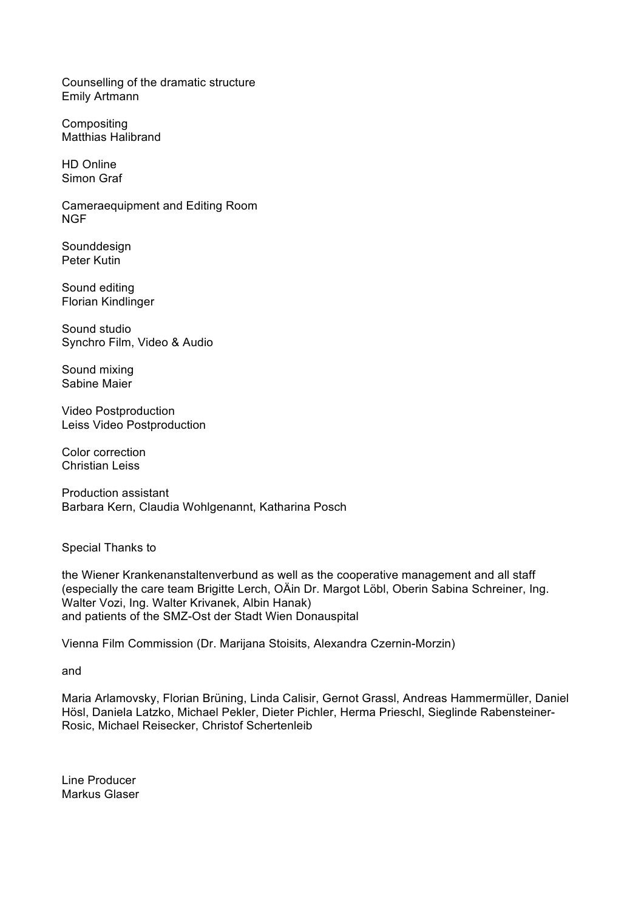Counselling of the dramatic structure
Emily Artmann

Compositing
Matthias Halibrand

HD Online
Simon Graf

Cameraequipment and Editing Room
NGF

Sounddesign
Peter Kutin

Sound editing
Florian Kindlinger

Sound studio
Synchro Film, Video & Audio

Sound mixing
Sabine Maier

Video Postproduction
Leiss Video Postproduction

Color correction
Christian Leiss

Production assistant
Barbara Kern, Claudia Wohlgenannt, Katharina Posch

Special Thanks to

the Wiener Krankenanstaltenverbund as well as the cooperative management and all staff (especially the care team Brigitte Lerch, OÄin Dr. Margot Löbl, Oberin Sabina Schreiner, Ing. Walter Vozi, Ing. Walter Krivanek, Albin Hanak)
and patients of the SMZ-Ost der Stadt Wien Donauspital

Vienna Film Commission (Dr. Marijana Stoisits, Alexandra Czernin-Morzin)

and

Maria Arlamovsky, Florian Brüning, Linda Calisir, Gernot Grassl, Andreas Hammermüller, Daniel Hösl, Daniela Latzko, Michael Pekler, Dieter Pichler, Herma Prieschl, Sieglinde Rabensteiner-Rosic, Michael Reisecker, Christof Schertenleib

Line Producer
Markus Glaser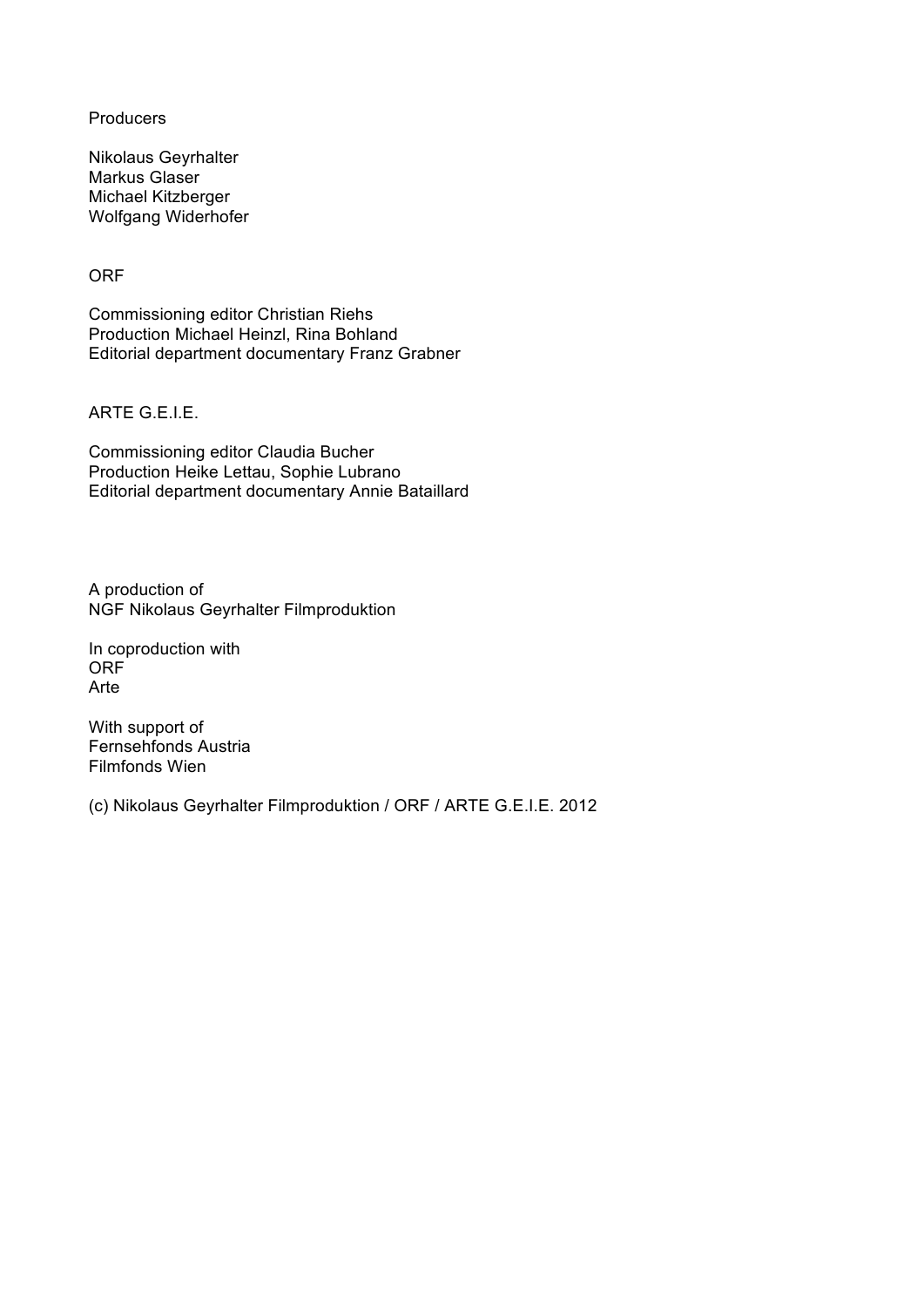Producers

Nikolaus Geyrhalter
Markus Glaser
Michael Kitzberger
Wolfgang Widerhofer

ORF

Commissioning editor Christian Riehs
Production Michael Heinzl, Rina Bohland
Editorial department documentary Franz Grabner

ARTE G.E.I.E.

Commissioning editor Claudia Bucher
Production Heike Lettau, Sophie Lubrano
Editorial department documentary Annie Bataillard

A production of
NGF Nikolaus Geyrhalter Filmproduktion

In coproduction with
ORF
Arte

With support of
Fernsehfonds Austria
Filmfonds Wien

(c) Nikolaus Geyrhalter Filmproduktion / ORF / ARTE G.E.I.E. 2012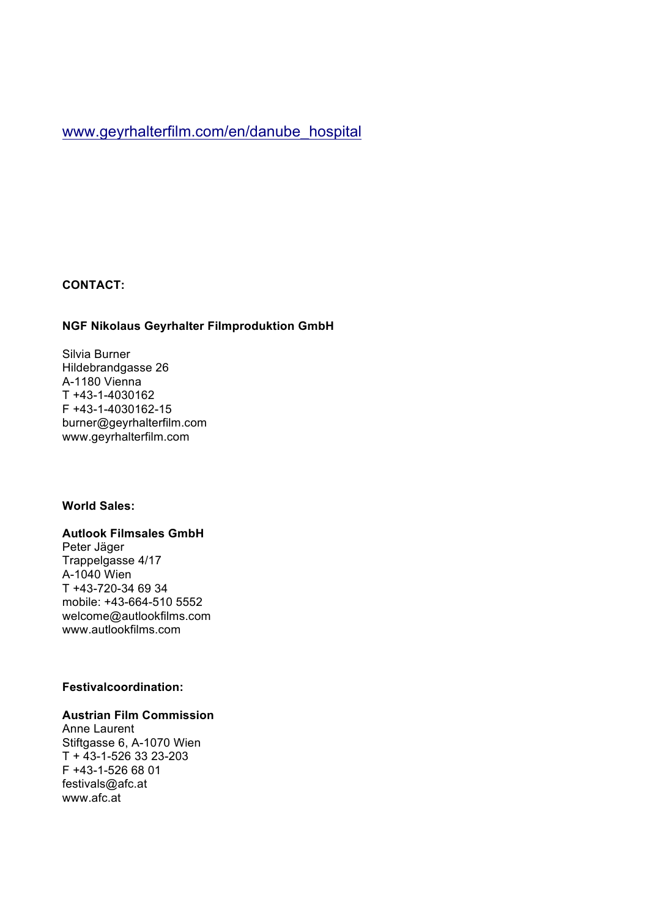www.geyrhalterfilm.com/en/danube_hospital

**CONTACT:**

**NGF Nikolaus Geyrhalter Filmproduktion GmbH**

Silvia Burner
Hildebrandgasse 26
A-1180 Vienna
T +43-1-4030162
F +43-1-4030162-15
burner@geyrhalterfilm.com
www.geyrhalterfilm.com

**World Sales:**

**Autlook Filmsales GmbH**
Peter Jäger
Trappelgasse 4/17
A-1040 Wien
T +43-720-34 69 34
mobile: +43-664-510 5552
welcome@autlookfilms.com
www.autlookfilms.com

**Festivalcoordination:**

**Austrian Film Commission**
Anne Laurent
Stiftgasse 6, A-1070 Wien
T + 43-1-526 33 23-203
F +43-1-526 68 01
festivals@afc.at
www.afc.at